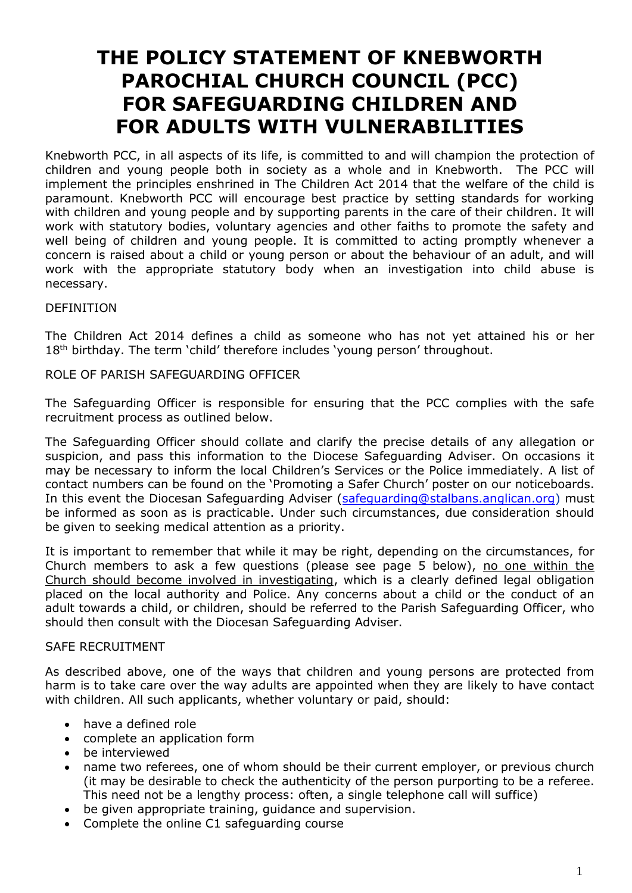# THE POLICY STATEMENT OF KNEBWORTH PAROCHIAL CHURCH COUNCIL (PCC) FOR SAFEGUARDING CHILDREN AND FOR ADULTS WITH VULNERABILITIES

Knebworth PCC, in all aspects of its life, is committed to and will champion the protection of children and young people both in society as a whole and in Knebworth. The PCC will implement the principles enshrined in The Children Act 2014 that the welfare of the child is paramount. Knebworth PCC will encourage best practice by setting standards for working with children and young people and by supporting parents in the care of their children. It will work with statutory bodies, voluntary agencies and other faiths to promote the safety and well being of children and young people. It is committed to acting promptly whenever a concern is raised about a child or young person or about the behaviour of an adult, and will work with the appropriate statutory body when an investigation into child abuse is necessary.

DEFINITION

The Children Act 2014 defines a child as someone who has not yet attained his or her 18th birthday. The term 'child' therefore includes 'young person' throughout.

ROLE OF PARISH SAFEGUARDING OFFICER

The Safeguarding Officer is responsible for ensuring that the PCC complies with the safe recruitment process as outlined below.

The Safeguarding Officer should collate and clarify the precise details of any allegation or suspicion, and pass this information to the Diocese Safeguarding Adviser. On occasions it may be necessary to inform the local Children's Services or the Police immediately. A list of contact numbers can be found on the 'Promoting a Safer Church' poster on our noticeboards. In this event the Diocesan Safeguarding Adviser (safeguarding@stalbans.anglican.org) must be informed as soon as is practicable. Under such circumstances, due consideration should be given to seeking medical attention as a priority.

It is important to remember that while it may be right, depending on the circumstances, for Church members to ask a few questions (please see page 5 below), no one within the Church should become involved in investigating, which is a clearly defined legal obligation placed on the local authority and Police. Any concerns about a child or the conduct of an adult towards a child, or children, should be referred to the Parish Safeguarding Officer, who should then consult with the Diocesan Safeguarding Adviser.

SAFE RECRUITMENT

As described above, one of the ways that children and young persons are protected from harm is to take care over the way adults are appointed when they are likely to have contact with children. All such applicants, whether voluntary or paid, should:

- have a defined role
- complete an application form
- be interviewed
- name two referees, one of whom should be their current employer, or previous church (it may be desirable to check the authenticity of the person purporting to be a referee. This need not be a lengthy process: often, a single telephone call will suffice)
- be given appropriate training, guidance and supervision.
- Complete the online C1 safeguarding course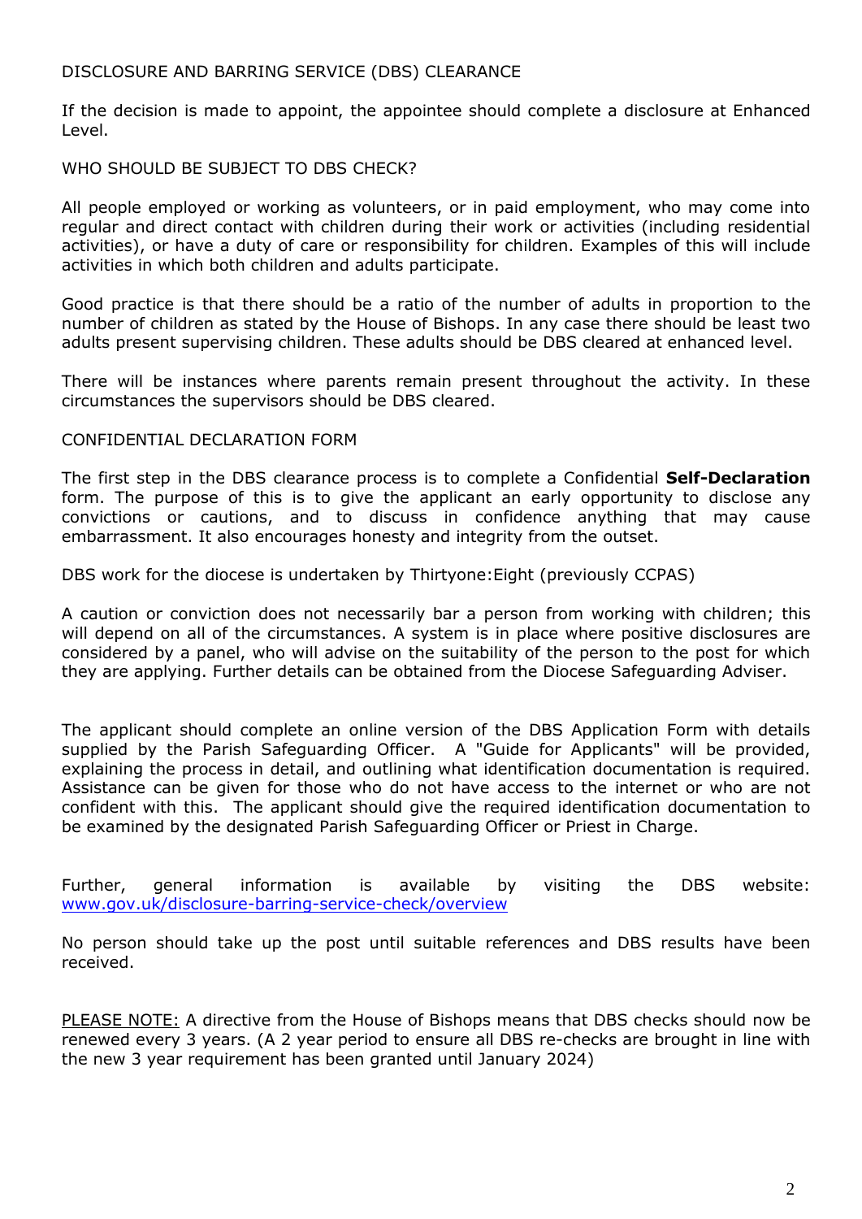## DISCLOSURE AND BARRING SERVICE (DBS) CLEARANCE

If the decision is made to appoint, the appointee should complete a disclosure at Enhanced Level.

## WHO SHOULD BE SUBJECT TO DBS CHECK?

All people employed or working as volunteers, or in paid employment, who may come into regular and direct contact with children during their work or activities (including residential activities), or have a duty of care or responsibility for children. Examples of this will include activities in which both children and adults participate.

Good practice is that there should be a ratio of the number of adults in proportion to the number of children as stated by the House of Bishops. In any case there should be least two adults present supervising children. These adults should be DBS cleared at enhanced level.

There will be instances where parents remain present throughout the activity. In these circumstances the supervisors should be DBS cleared.

## CONFIDENTIAL DECLARATION FORM

The first step in the DBS clearance process is to complete a Confidential **Self-Declaration** form. The purpose of this is to give the applicant an early opportunity to disclose any convictions or cautions, and to discuss in confidence anything that may cause embarrassment. It also encourages honesty and integrity from the outset.

DBS work for the diocese is undertaken by Thirtyone:Eight (previously CCPAS)

A caution or conviction does not necessarily bar a person from working with children; this will depend on all of the circumstances. A system is in place where positive disclosures are considered by a panel, who will advise on the suitability of the person to the post for which they are applying. Further details can be obtained from the Diocese Safeguarding Adviser.

The applicant should complete an online version of the DBS Application Form with details supplied by the Parish Safeguarding Officer. A "Guide for Applicants" will be provided, explaining the process in detail, and outlining what identification documentation is required. Assistance can be given for those who do not have access to the internet or who are not confident with this. The applicant should give the required identification documentation to be examined by the designated Parish Safeguarding Officer or Priest in Charge.

Further, general information is available by visiting the DBS website: [www.gov.uk/disclosure-barring-service-check/overview](http://www.gov.uk/disclosure-barring-service-check/overview)

No person should take up the post until suitable references and DBS results have been received.

<u>PLEASE NOTE:</u> A directive from the House of Bishops means that DBS checks should now be renewed every 3 years. (A 2 year period to ensure all DBS re-checks are brought in line with the new 3 year requirement has been granted until January 2024)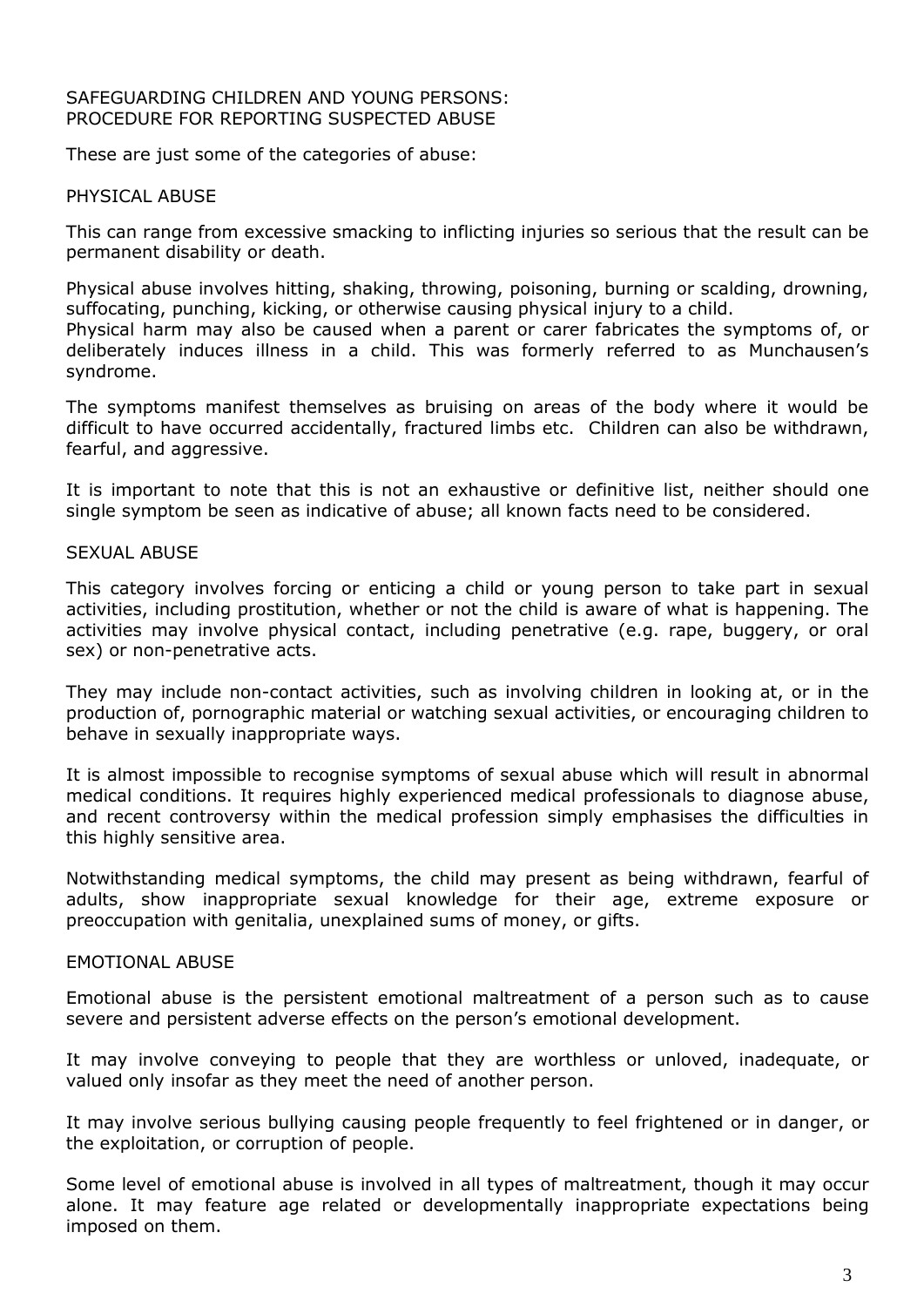SAFEGUARDING CHILDREN AND YOUNG PERSONS:
PROCEDURE FOR REPORTING SUSPECTED ABUSE

These are just some of the categories of abuse:

## PHYSICAL ABUSE

This can range from excessive smacking to inflicting injuries so serious that the result can be permanent disability or death.

Physical abuse involves hitting, shaking, throwing, poisoning, burning or scalding, drowning, suffocating, punching, kicking, or otherwise causing physical injury to a child.
Physical harm may also be caused when a parent or carer fabricates the symptoms of, or deliberately induces illness in a child. This was formerly referred to as Munchausen's syndrome.

The symptoms manifest themselves as bruising on areas of the body where it would be difficult to have occurred accidentally, fractured limbs etc. Children can also be withdrawn, fearful, and aggressive.

It is important to note that this is not an exhaustive or definitive list, neither should one single symptom be seen as indicative of abuse; all known facts need to be considered.

## SEXUAL ABUSE

This category involves forcing or enticing a child or young person to take part in sexual activities, including prostitution, whether or not the child is aware of what is happening. The activities may involve physical contact, including penetrative (e.g. rape, buggery, or oral sex) or non-penetrative acts.

They may include non-contact activities, such as involving children in looking at, or in the production of, pornographic material or watching sexual activities, or encouraging children to behave in sexually inappropriate ways.

It is almost impossible to recognise symptoms of sexual abuse which will result in abnormal medical conditions. It requires highly experienced medical professionals to diagnose abuse, and recent controversy within the medical profession simply emphasises the difficulties in this highly sensitive area.

Notwithstanding medical symptoms, the child may present as being withdrawn, fearful of adults, show inappropriate sexual knowledge for their age, extreme exposure or preoccupation with genitalia, unexplained sums of money, or gifts.

## EMOTIONAL ABUSE

Emotional abuse is the persistent emotional maltreatment of a person such as to cause severe and persistent adverse effects on the person's emotional development.

It may involve conveying to people that they are worthless or unloved, inadequate, or valued only insofar as they meet the need of another person.

It may involve serious bullying causing people frequently to feel frightened or in danger, or the exploitation, or corruption of people.

Some level of emotional abuse is involved in all types of maltreatment, though it may occur alone. It may feature age related or developmentally inappropriate expectations being imposed on them.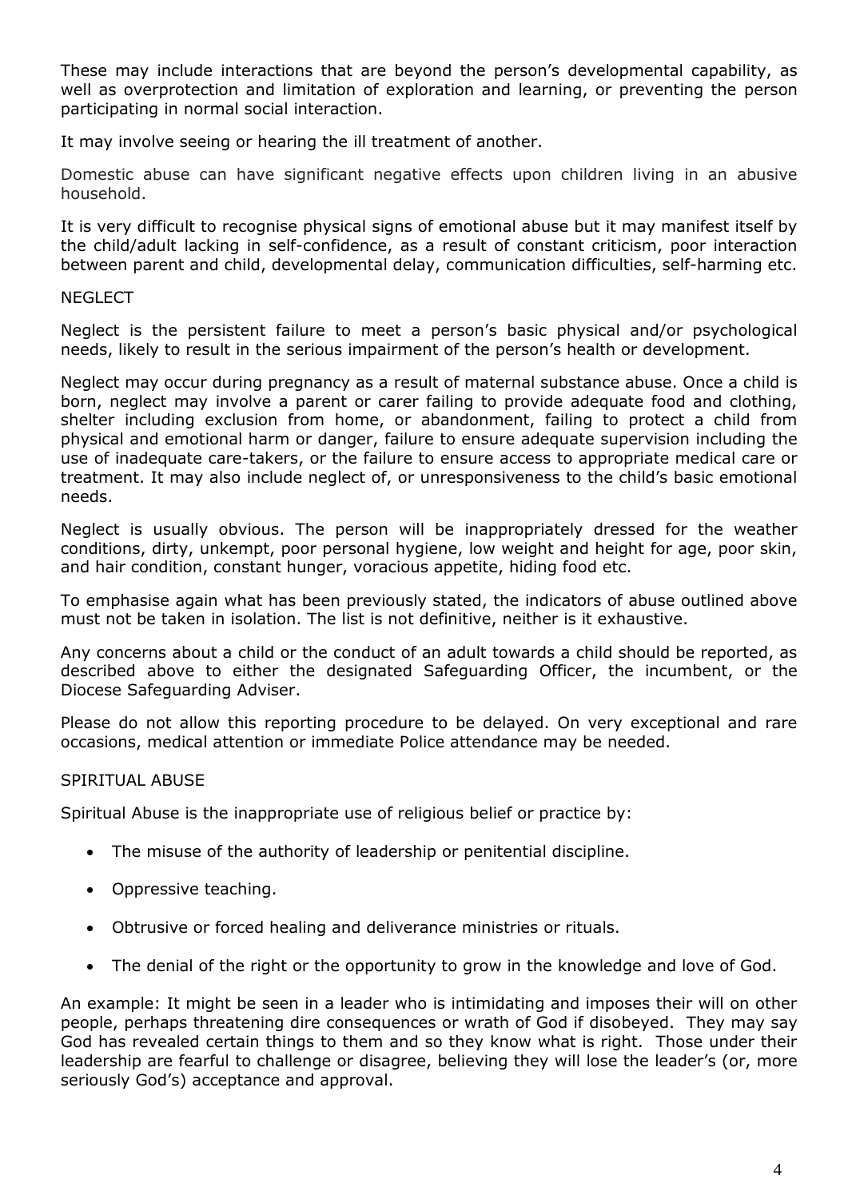These may include interactions that are beyond the person's developmental capability, as well as overprotection and limitation of exploration and learning, or preventing the person participating in normal social interaction.

It may involve seeing or hearing the ill treatment of another.

Domestic abuse can have significant negative effects upon children living in an abusive household.

It is very difficult to recognise physical signs of emotional abuse but it may manifest itself by the child/adult lacking in self-confidence, as a result of constant criticism, poor interaction between parent and child, developmental delay, communication difficulties, self-harming etc.

## NEGLECT

Neglect is the persistent failure to meet a person's basic physical and/or psychological needs, likely to result in the serious impairment of the person's health or development.

Neglect may occur during pregnancy as a result of maternal substance abuse. Once a child is born, neglect may involve a parent or carer failing to provide adequate food and clothing, shelter including exclusion from home, or abandonment, failing to protect a child from physical and emotional harm or danger, failure to ensure adequate supervision including the use of inadequate care-takers, or the failure to ensure access to appropriate medical care or treatment. It may also include neglect of, or unresponsiveness to the child's basic emotional needs.

Neglect is usually obvious. The person will be inappropriately dressed for the weather conditions, dirty, unkempt, poor personal hygiene, low weight and height for age, poor skin, and hair condition, constant hunger, voracious appetite, hiding food etc.

To emphasise again what has been previously stated, the indicators of abuse outlined above must not be taken in isolation. The list is not definitive, neither is it exhaustive.

Any concerns about a child or the conduct of an adult towards a child should be reported, as described above to either the designated Safeguarding Officer, the incumbent, or the Diocese Safeguarding Adviser.

Please do not allow this reporting procedure to be delayed. On very exceptional and rare occasions, medical attention or immediate Police attendance may be needed.

## SPIRITUAL ABUSE

Spiritual Abuse is the inappropriate use of religious belief or practice by:

- The misuse of the authority of leadership or penitential discipline.
- Oppressive teaching.
- Obtrusive or forced healing and deliverance ministries or rituals.
- The denial of the right or the opportunity to grow in the knowledge and love of God.

An example: It might be seen in a leader who is intimidating and imposes their will on other people, perhaps threatening dire consequences or wrath of God if disobeyed. They may say God has revealed certain things to them and so they know what is right. Those under their leadership are fearful to challenge or disagree, believing they will lose the leader's (or, more seriously God's) acceptance and approval.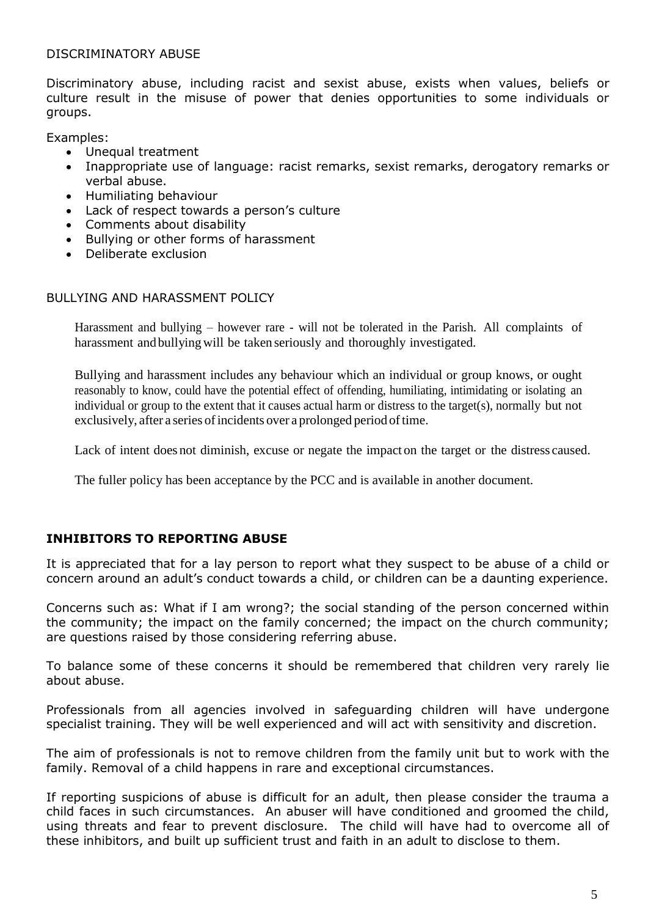## DISCRIMINATORY ABUSE

Discriminatory abuse, including racist and sexist abuse, exists when values, beliefs or culture result in the misuse of power that denies opportunities to some individuals or groups.

Examples:

- Unequal treatment
- Inappropriate use of language: racist remarks, sexist remarks, derogatory remarks or verbal abuse.
- Humiliating behaviour
- Lack of respect towards a person's culture
- Comments about disability
- Bullying or other forms of harassment
- Deliberate exclusion

## BULLYING AND HARASSMENT POLICY

Harassment and bullying – however rare - will not be tolerated in the Parish. All complaints of harassment and bullying will be taken seriously and thoroughly investigated.

Bullying and harassment includes any behaviour which an individual or group knows, or ought reasonably to know, could have the potential effect of offending, humiliating, intimidating or isolating an individual or group to the extent that it causes actual harm or distress to the target(s), normally but not exclusively, after a series of incidents over a prolonged period of time.

Lack of intent does not diminish, excuse or negate the impact on the target or the distress caused.

The fuller policy has been acceptance by the PCC and is available in another document.

## **INHIBITORS TO REPORTING ABUSE**

It is appreciated that for a lay person to report what they suspect to be abuse of a child or concern around an adult's conduct towards a child, or children can be a daunting experience.

Concerns such as: What if I am wrong?; the social standing of the person concerned within the community; the impact on the family concerned; the impact on the church community; are questions raised by those considering referring abuse.

To balance some of these concerns it should be remembered that children very rarely lie about abuse.

Professionals from all agencies involved in safeguarding children will have undergone specialist training. They will be well experienced and will act with sensitivity and discretion.

The aim of professionals is not to remove children from the family unit but to work with the family. Removal of a child happens in rare and exceptional circumstances.

If reporting suspicions of abuse is difficult for an adult, then please consider the trauma a child faces in such circumstances. An abuser will have conditioned and groomed the child, using threats and fear to prevent disclosure. The child will have had to overcome all of these inhibitors, and built up sufficient trust and faith in an adult to disclose to them.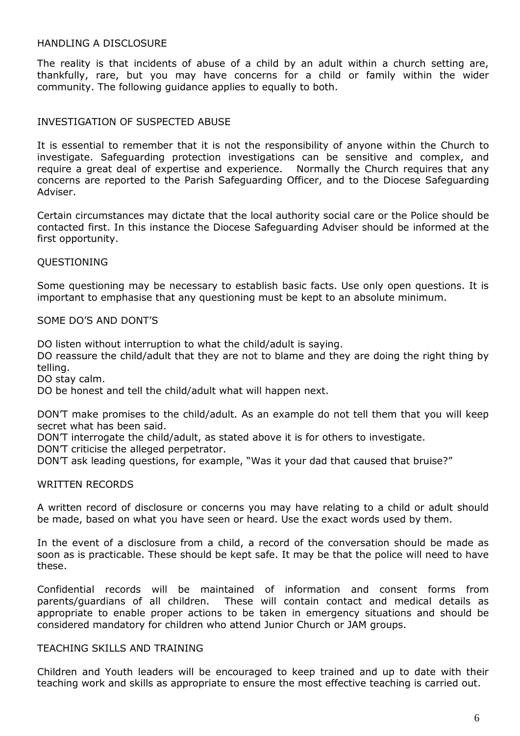## HANDLING A DISCLOSURE

The reality is that incidents of abuse of a child by an adult within a church setting are, thankfully, rare, but you may have concerns for a child or family within the wider community. The following guidance applies to equally to both.

## INVESTIGATION OF SUSPECTED ABUSE

It is essential to remember that it is not the responsibility of anyone within the Church to investigate. Safeguarding protection investigations can be sensitive and complex, and require a great deal of expertise and experience. Normally the Church requires that any concerns are reported to the Parish Safeguarding Officer, and to the Diocese Safeguarding Adviser.

Certain circumstances may dictate that the local authority social care or the Police should be contacted first. In this instance the Diocese Safeguarding Adviser should be informed at the first opportunity.

## QUESTIONING

Some questioning may be necessary to establish basic facts. Use only open questions. It is important to emphasise that any questioning must be kept to an absolute minimum.

## SOME DO'S AND DONT'S

DO listen without interruption to what the child/adult is saying.
DO reassure the child/adult that they are not to blame and they are doing the right thing by telling.
DO stay calm.
DO be honest and tell the child/adult what will happen next.

DON'T make promises to the child/adult. As an example do not tell them that you will keep secret what has been said.
DON'T interrogate the child/adult, as stated above it is for others to investigate.
DON'T criticise the alleged perpetrator.
DON'T ask leading questions, for example, "Was it your dad that caused that bruise?"

## WRITTEN RECORDS

A written record of disclosure or concerns you may have relating to a child or adult should be made, based on what you have seen or heard. Use the exact words used by them.

In the event of a disclosure from a child, a record of the conversation should be made as soon as is practicable. These should be kept safe. It may be that the police will need to have these.

Confidential records will be maintained of information and consent forms from parents/guardians of all children. These will contain contact and medical details as appropriate to enable proper actions to be taken in emergency situations and should be considered mandatory for children who attend Junior Church or JAM groups.

## TEACHING SKILLS AND TRAINING

Children and Youth leaders will be encouraged to keep trained and up to date with their teaching work and skills as appropriate to ensure the most effective teaching is carried out.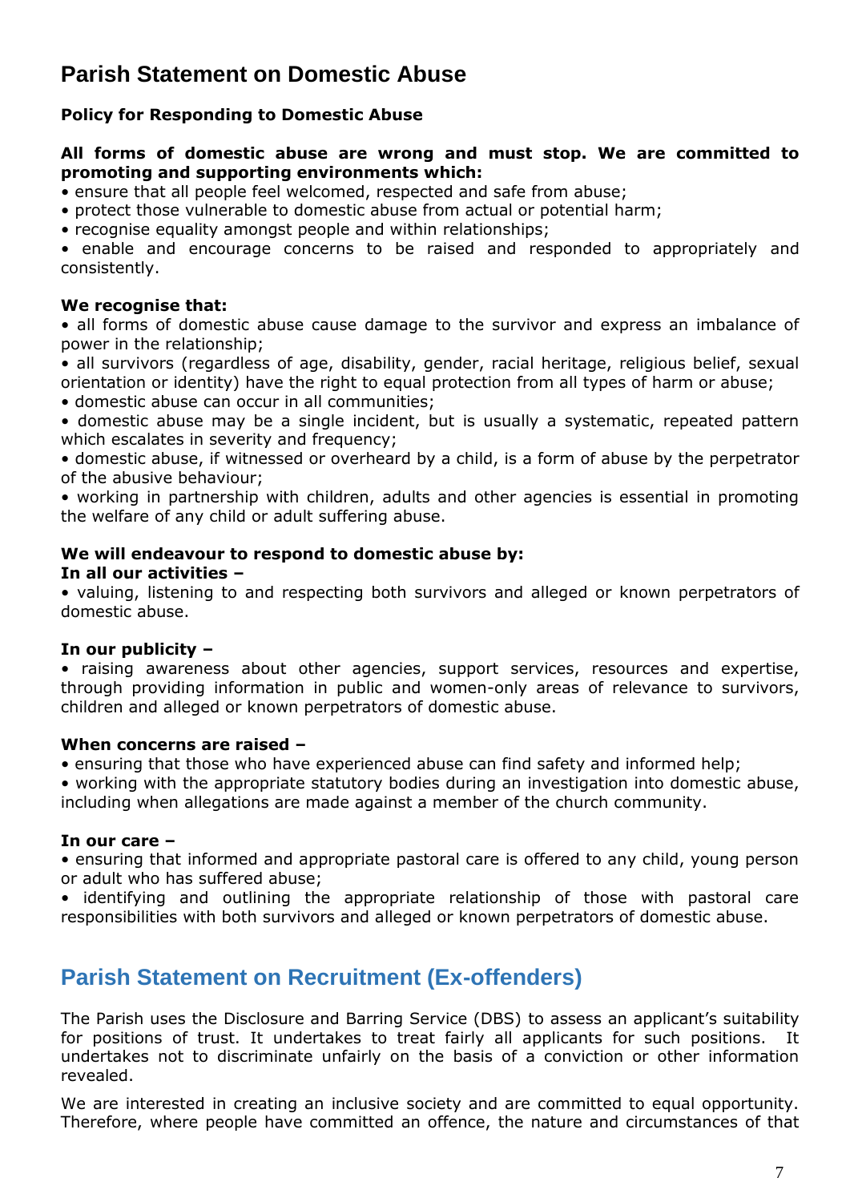## Parish Statement on Domestic Abuse

**Policy for Responding to Domestic Abuse**

**All forms of domestic abuse are wrong and must stop. We are committed to promoting and supporting environments which:**

- ensure that all people feel welcomed, respected and safe from abuse;
- protect those vulnerable to domestic abuse from actual or potential harm;
- recognise equality amongst people and within relationships;
- enable and encourage concerns to be raised and responded to appropriately and consistently.

**We recognise that:**

- all forms of domestic abuse cause damage to the survivor and express an imbalance of power in the relationship;
- all survivors (regardless of age, disability, gender, racial heritage, religious belief, sexual orientation or identity) have the right to equal protection from all types of harm or abuse;
- domestic abuse can occur in all communities;
- domestic abuse may be a single incident, but is usually a systematic, repeated pattern which escalates in severity and frequency;
- domestic abuse, if witnessed or overheard by a child, is a form of abuse by the perpetrator of the abusive behaviour;
- working in partnership with children, adults and other agencies is essential in promoting the welfare of any child or adult suffering abuse.

**We will endeavour to respond to domestic abuse by:**

**In all our activities –**

- valuing, listening to and respecting both survivors and alleged or known perpetrators of domestic abuse.

**In our publicity –**

- raising awareness about other agencies, support services, resources and expertise, through providing information in public and women-only areas of relevance to survivors, children and alleged or known perpetrators of domestic abuse.

**When concerns are raised –**

- ensuring that those who have experienced abuse can find safety and informed help;
- working with the appropriate statutory bodies during an investigation into domestic abuse, including when allegations are made against a member of the church community.

**In our care –**

- ensuring that informed and appropriate pastoral care is offered to any child, young person or adult who has suffered abuse;
- identifying and outlining the appropriate relationship of those with pastoral care responsibilities with both survivors and alleged or known perpetrators of domestic abuse.

## Parish Statement on Recruitment (Ex-offenders)

The Parish uses the Disclosure and Barring Service (DBS) to assess an applicant's suitability for positions of trust. It undertakes to treat fairly all applicants for such positions. It undertakes not to discriminate unfairly on the basis of a conviction or other information revealed.

We are interested in creating an inclusive society and are committed to equal opportunity. Therefore, where people have committed an offence, the nature and circumstances of that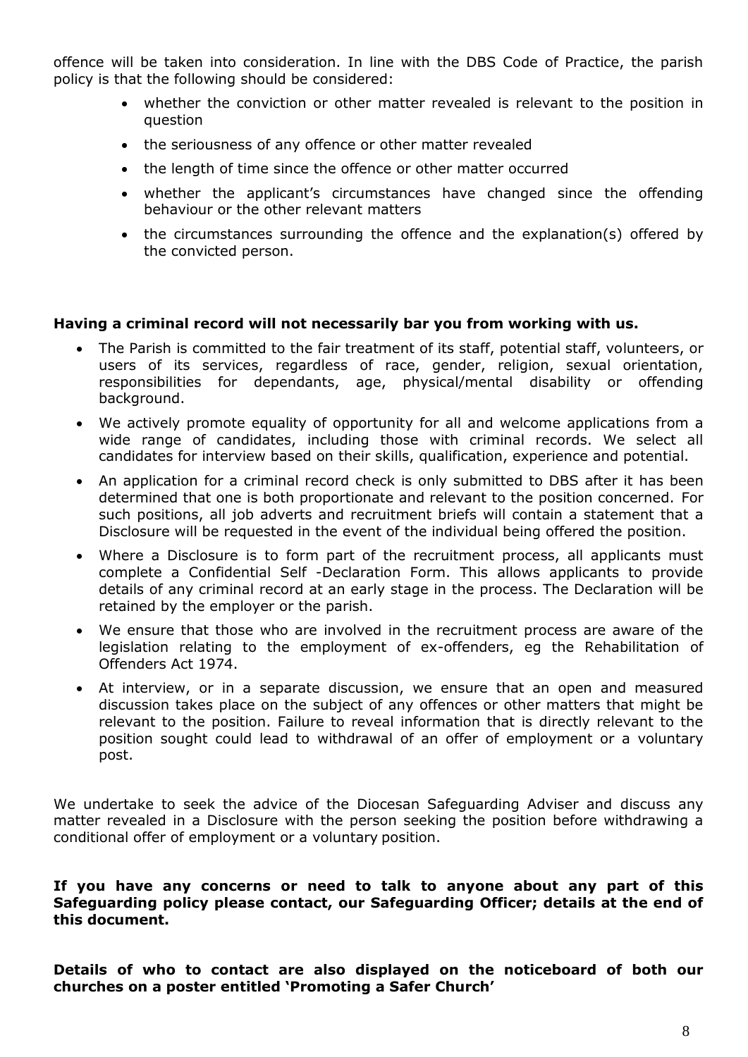offence will be taken into consideration. In line with the DBS Code of Practice, the parish policy is that the following should be considered:

- whether the conviction or other matter revealed is relevant to the position in question
- the seriousness of any offence or other matter revealed
- the length of time since the offence or other matter occurred
- whether the applicant's circumstances have changed since the offending behaviour or the other relevant matters
- the circumstances surrounding the offence and the explanation(s) offered by the convicted person.

**Having a criminal record will not necessarily bar you from working with us.**

- The Parish is committed to the fair treatment of its staff, potential staff, volunteers, or users of its services, regardless of race, gender, religion, sexual orientation, responsibilities for dependants, age, physical/mental disability or offending background.
- We actively promote equality of opportunity for all and welcome applications from a wide range of candidates, including those with criminal records. We select all candidates for interview based on their skills, qualification, experience and potential.
- An application for a criminal record check is only submitted to DBS after it has been determined that one is both proportionate and relevant to the position concerned. For such positions, all job adverts and recruitment briefs will contain a statement that a Disclosure will be requested in the event of the individual being offered the position.
- Where a Disclosure is to form part of the recruitment process, all applicants must complete a Confidential Self -Declaration Form. This allows applicants to provide details of any criminal record at an early stage in the process. The Declaration will be retained by the employer or the parish.
- We ensure that those who are involved in the recruitment process are aware of the legislation relating to the employment of ex-offenders, eg the Rehabilitation of Offenders Act 1974.
- At interview, or in a separate discussion, we ensure that an open and measured discussion takes place on the subject of any offences or other matters that might be relevant to the position. Failure to reveal information that is directly relevant to the position sought could lead to withdrawal of an offer of employment or a voluntary post.

We undertake to seek the advice of the Diocesan Safeguarding Adviser and discuss any matter revealed in a Disclosure with the person seeking the position before withdrawing a conditional offer of employment or a voluntary position.

**If you have any concerns or need to talk to anyone about any part of this Safeguarding policy please contact, our Safeguarding Officer; details at the end of this document.**

**Details of who to contact are also displayed on the noticeboard of both our churches on a poster entitled 'Promoting a Safer Church'**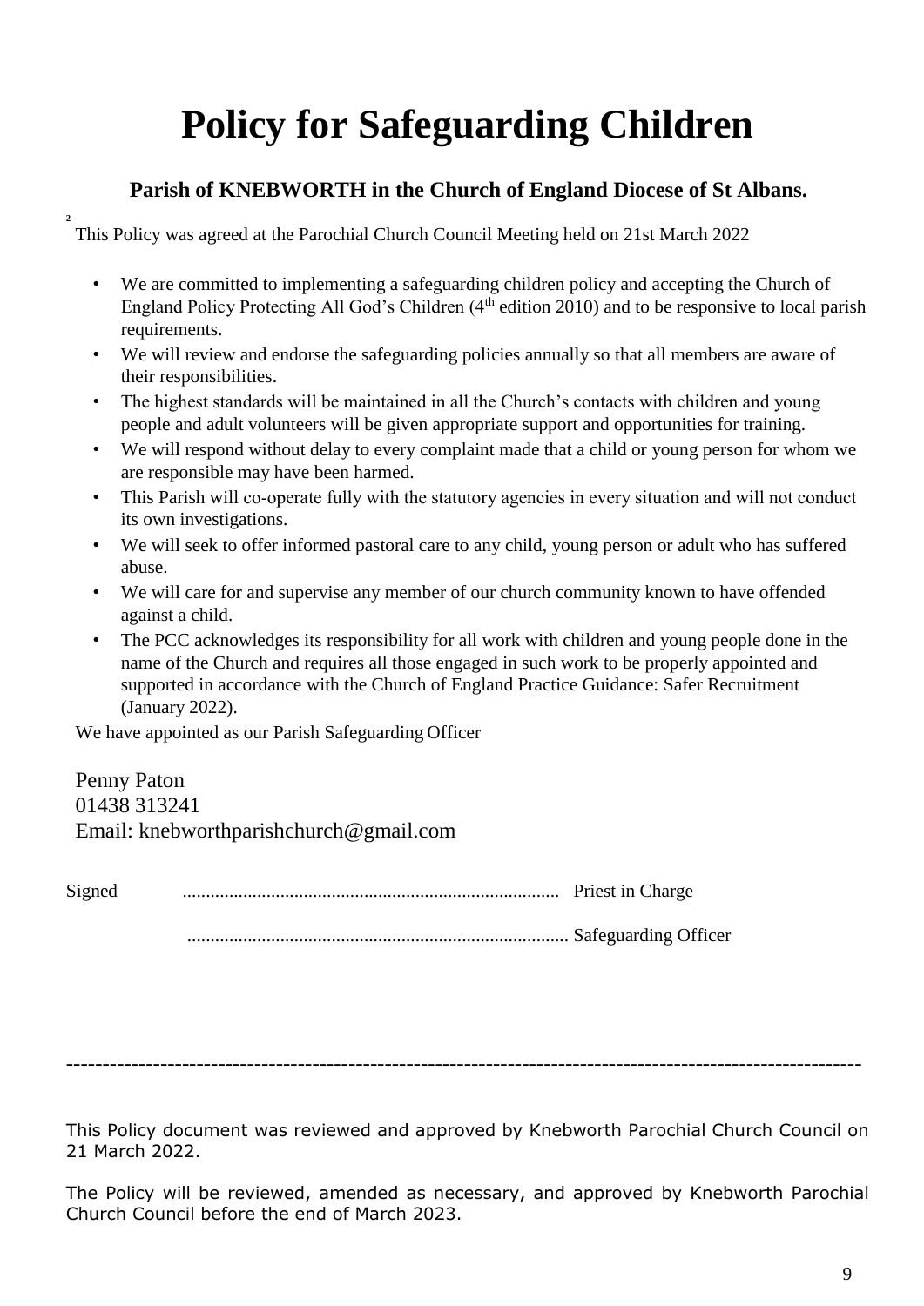# Policy for Safeguarding Children

### Parish of KNEBWORTH in the Church of England Diocese of St Albans.

This Policy was agreed at the Parochial Church Council Meeting held on 21st March 2022

- We are committed to implementing a safeguarding children policy and accepting the Church of England Policy Protecting All God's Children (4th edition 2010) and to be responsive to local parish requirements.
- We will review and endorse the safeguarding policies annually so that all members are aware of their responsibilities.
- The highest standards will be maintained in all the Church's contacts with children and young people and adult volunteers will be given appropriate support and opportunities for training.
- We will respond without delay to every complaint made that a child or young person for whom we are responsible may have been harmed.
- This Parish will co-operate fully with the statutory agencies in every situation and will not conduct its own investigations.
- We will seek to offer informed pastoral care to any child, young person or adult who has suffered abuse.
- We will care for and supervise any member of our church community known to have offended against a child.
- The PCC acknowledges its responsibility for all work with children and young people done in the name of the Church and requires all those engaged in such work to be properly appointed and supported in accordance with the Church of England Practice Guidance: Safer Recruitment (January 2022).

We have appointed as our Parish Safeguarding Officer

Penny Paton
01438 313241
Email: knebworthparishchurch@gmail.com

Signed ................................................................................ Priest in Charge

................................................................................ Safeguarding Officer

---

This Policy document was reviewed and approved by Knebworth Parochial Church Council on 21 March 2022.

The Policy will be reviewed, amended as necessary, and approved by Knebworth Parochial Church Council before the end of March 2023.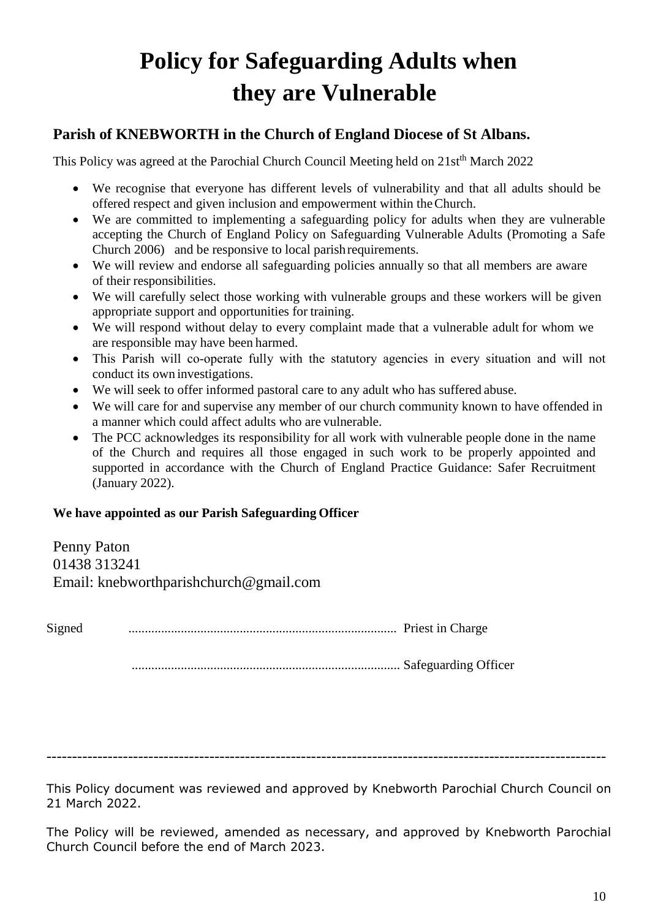# Policy for Safeguarding Adults when they are Vulnerable

## Parish of KNEBWORTH in the Church of England Diocese of St Albans.

This Policy was agreed at the Parochial Church Council Meeting held on 21st March 2022

- We recognise that everyone has different levels of vulnerability and that all adults should be offered respect and given inclusion and empowerment within the Church.
- We are committed to implementing a safeguarding policy for adults when they are vulnerable accepting the Church of England Policy on Safeguarding Vulnerable Adults (Promoting a Safe Church 2006) and be responsive to local parish requirements.
- We will review and endorse all safeguarding policies annually so that all members are aware of their responsibilities.
- We will carefully select those working with vulnerable groups and these workers will be given appropriate support and opportunities for training.
- We will respond without delay to every complaint made that a vulnerable adult for whom we are responsible may have been harmed.
- This Parish will co-operate fully with the statutory agencies in every situation and will not conduct its own investigations.
- We will seek to offer informed pastoral care to any adult who has suffered abuse.
- We will care for and supervise any member of our church community known to have offended in a manner which could affect adults who are vulnerable.
- The PCC acknowledges its responsibility for all work with vulnerable people done in the name of the Church and requires all those engaged in such work to be properly appointed and supported in accordance with the Church of England Practice Guidance: Safer Recruitment (January 2022).

**We have appointed as our Parish Safeguarding Officer**

Penny Paton
01438 313241
Email: knebworthparishchurch@gmail.com

Signed .................................................................................. Priest in Charge

.................................................................................. Safeguarding Officer

---

This Policy document was reviewed and approved by Knebworth Parochial Church Council on 21 March 2022.

The Policy will be reviewed, amended as necessary, and approved by Knebworth Parochial Church Council before the end of March 2023.